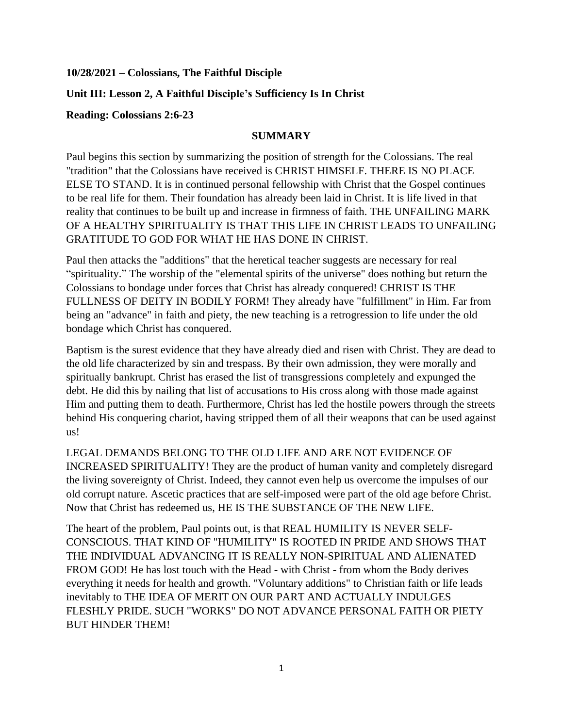**10/28/2021 – Colossians, The Faithful Disciple**

**Unit III: Lesson 2, A Faithful Disciple's Sufficiency Is In Christ**

**Reading: Colossians 2:6-23**

## SUMMARY

Paul begins this section by summarizing the position of strength for the Colossians. The real "tradition" that the Colossians have received is CHRIST HIMSELF. THERE IS NO PLACE ELSE TO STAND. It is in continued personal fellowship with Christ that the Gospel continues to be real life for them. Their foundation has already been laid in Christ. It is life lived in that reality that continues to be built up and increase in firmness of faith. THE UNFAILING MARK OF A HEALTHY SPIRITUALITY IS THAT THIS LIFE IN CHRIST LEADS TO UNFAILING GRATITUDE TO GOD FOR WHAT HE HAS DONE IN CHRIST.

Paul then attacks the "additions" that the heretical teacher suggests are necessary for real "spirituality." The worship of the "elemental spirits of the universe" does nothing but return the Colossians to bondage under forces that Christ has already conquered! CHRIST IS THE FULLNESS OF DEITY IN BODILY FORM! They already have "fulfillment" in Him. Far from being an "advance" in faith and piety, the new teaching is a retrogression to life under the old bondage which Christ has conquered.

Baptism is the surest evidence that they have already died and risen with Christ. They are dead to the old life characterized by sin and trespass. By their own admission, they were morally and spiritually bankrupt. Christ has erased the list of transgressions completely and expunged the debt. He did this by nailing that list of accusations to His cross along with those made against Him and putting them to death. Furthermore, Christ has led the hostile powers through the streets behind His conquering chariot, having stripped them of all their weapons that can be used against us!

LEGAL DEMANDS BELONG TO THE OLD LIFE AND ARE NOT EVIDENCE OF INCREASED SPIRITUALITY! They are the product of human vanity and completely disregard the living sovereignty of Christ. Indeed, they cannot even help us overcome the impulses of our old corrupt nature. Ascetic practices that are self-imposed were part of the old age before Christ. Now that Christ has redeemed us, HE IS THE SUBSTANCE OF THE NEW LIFE.

The heart of the problem, Paul points out, is that REAL HUMILITY IS NEVER SELF-CONSCIOUS. THAT KIND OF "HUMILITY" IS ROOTED IN PRIDE AND SHOWS THAT THE INDIVIDUAL ADVANCING IT IS REALLY NON-SPIRITUAL AND ALIENATED FROM GOD! He has lost touch with the Head - with Christ - from whom the Body derives everything it needs for health and growth. "Voluntary additions" to Christian faith or life leads inevitably to THE IDEA OF MERIT ON OUR PART AND ACTUALLY INDULGES FLESHLY PRIDE. SUCH "WORKS" DO NOT ADVANCE PERSONAL FAITH OR PIETY BUT HINDER THEM!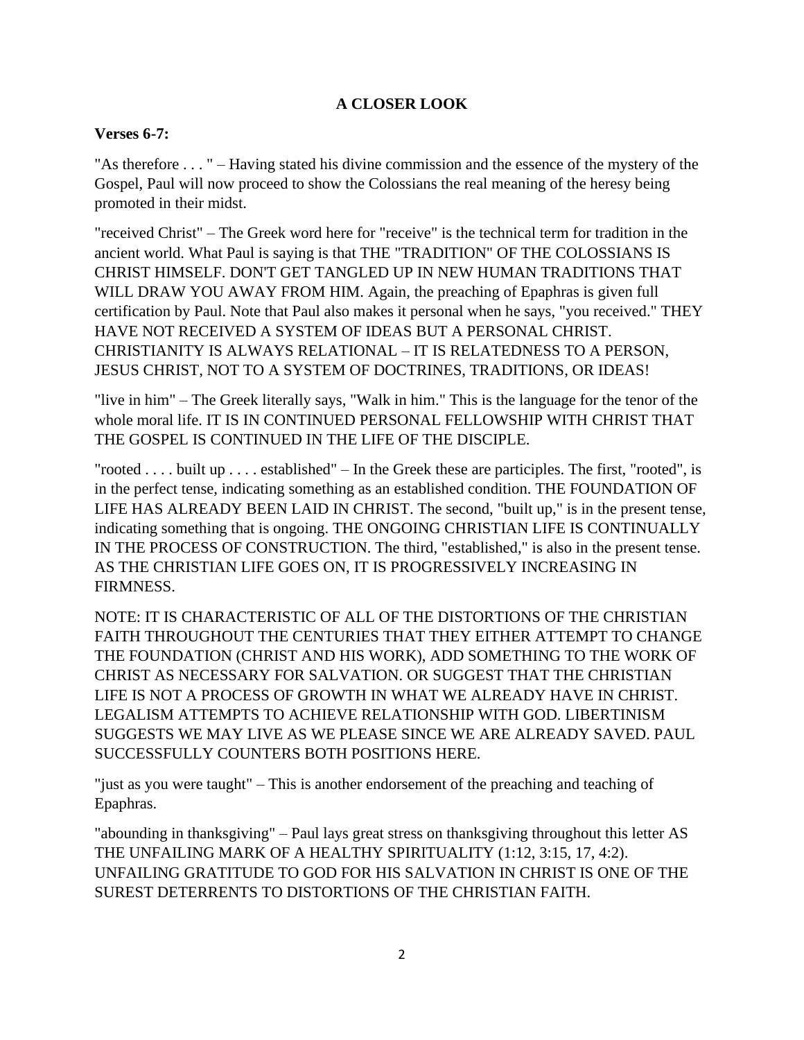## A CLOSER LOOK

**Verses 6-7:**

"As therefore . . . " – Having stated his divine commission and the essence of the mystery of the Gospel, Paul will now proceed to show the Colossians the real meaning of the heresy being promoted in their midst.

"received Christ" – The Greek word here for "receive" is the technical term for tradition in the ancient world. What Paul is saying is that THE "TRADITION" OF THE COLOSSIANS IS CHRIST HIMSELF. DON'T GET TANGLED UP IN NEW HUMAN TRADITIONS THAT WILL DRAW YOU AWAY FROM HIM. Again, the preaching of Epaphras is given full certification by Paul. Note that Paul also makes it personal when he says, "you received." THEY HAVE NOT RECEIVED A SYSTEM OF IDEAS BUT A PERSONAL CHRIST. CHRISTIANITY IS ALWAYS RELATIONAL – IT IS RELATEDNESS TO A PERSON, JESUS CHRIST, NOT TO A SYSTEM OF DOCTRINES, TRADITIONS, OR IDEAS!

"live in him" – The Greek literally says, "Walk in him." This is the language for the tenor of the whole moral life. IT IS IN CONTINUED PERSONAL FELLOWSHIP WITH CHRIST THAT THE GOSPEL IS CONTINUED IN THE LIFE OF THE DISCIPLE.

"rooted . . . . built up . . . . established" – In the Greek these are participles. The first, "rooted", is in the perfect tense, indicating something as an established condition. THE FOUNDATION OF LIFE HAS ALREADY BEEN LAID IN CHRIST. The second, "built up," is in the present tense, indicating something that is ongoing. THE ONGOING CHRISTIAN LIFE IS CONTINUALLY IN THE PROCESS OF CONSTRUCTION. The third, "established," is also in the present tense. AS THE CHRISTIAN LIFE GOES ON, IT IS PROGRESSIVELY INCREASING IN FIRMNESS.

NOTE: IT IS CHARACTERISTIC OF ALL OF THE DISTORTIONS OF THE CHRISTIAN FAITH THROUGHOUT THE CENTURIES THAT THEY EITHER ATTEMPT TO CHANGE THE FOUNDATION (CHRIST AND HIS WORK), ADD SOMETHING TO THE WORK OF CHRIST AS NECESSARY FOR SALVATION. OR SUGGEST THAT THE CHRISTIAN LIFE IS NOT A PROCESS OF GROWTH IN WHAT WE ALREADY HAVE IN CHRIST. LEGALISM ATTEMPTS TO ACHIEVE RELATIONSHIP WITH GOD. LIBERTINISM SUGGESTS WE MAY LIVE AS WE PLEASE SINCE WE ARE ALREADY SAVED. PAUL SUCCESSFULLY COUNTERS BOTH POSITIONS HERE.

"just as you were taught" – This is another endorsement of the preaching and teaching of Epaphras.

"abounding in thanksgiving" – Paul lays great stress on thanksgiving throughout this letter AS THE UNFAILING MARK OF A HEALTHY SPIRITUALITY (1:12, 3:15, 17, 4:2). UNFAILING GRATITUDE TO GOD FOR HIS SALVATION IN CHRIST IS ONE OF THE SUREST DETERRENTS TO DISTORTIONS OF THE CHRISTIAN FAITH.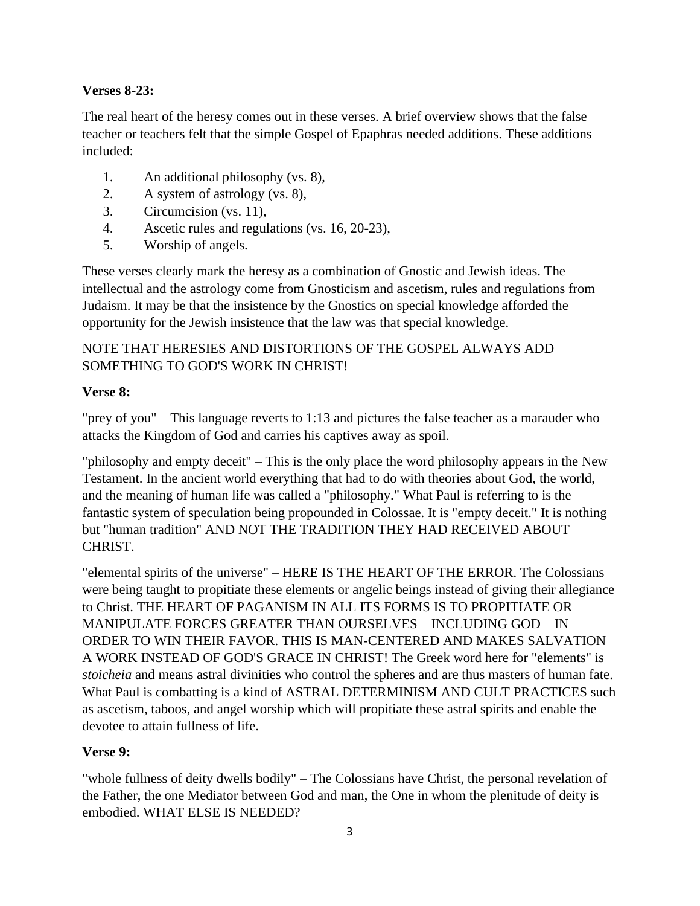**Verses 8-23:**

The real heart of the heresy comes out in these verses. A brief overview shows that the false teacher or teachers felt that the simple Gospel of Epaphras needed additions. These additions included:

1. An additional philosophy (vs. 8),
2. A system of astrology (vs. 8),
3. Circumcision (vs. 11),
4. Ascetic rules and regulations (vs. 16, 20-23),
5. Worship of angels.

These verses clearly mark the heresy as a combination of Gnostic and Jewish ideas. The intellectual and the astrology come from Gnosticism and ascetism, rules and regulations from Judaism. It may be that the insistence by the Gnostics on special knowledge afforded the opportunity for the Jewish insistence that the law was that special knowledge.

NOTE THAT HERESIES AND DISTORTIONS OF THE GOSPEL ALWAYS ADD SOMETHING TO GOD'S WORK IN CHRIST!

**Verse 8:**

"prey of you" – This language reverts to 1:13 and pictures the false teacher as a marauder who attacks the Kingdom of God and carries his captives away as spoil.

"philosophy and empty deceit" – This is the only place the word philosophy appears in the New Testament. In the ancient world everything that had to do with theories about God, the world, and the meaning of human life was called a "philosophy." What Paul is referring to is the fantastic system of speculation being propounded in Colossae. It is "empty deceit." It is nothing but "human tradition" AND NOT THE TRADITION THEY HAD RECEIVED ABOUT CHRIST.

"elemental spirits of the universe" – HERE IS THE HEART OF THE ERROR. The Colossians were being taught to propitiate these elements or angelic beings instead of giving their allegiance to Christ. THE HEART OF PAGANISM IN ALL ITS FORMS IS TO PROPITIATE OR MANIPULATE FORCES GREATER THAN OURSELVES – INCLUDING GOD – IN ORDER TO WIN THEIR FAVOR. THIS IS MAN-CENTERED AND MAKES SALVATION A WORK INSTEAD OF GOD'S GRACE IN CHRIST! The Greek word here for "elements" is *stoicheia* and means astral divinities who control the spheres and are thus masters of human fate. What Paul is combatting is a kind of ASTRAL DETERMINISM AND CULT PRACTICES such as ascetism, taboos, and angel worship which will propitiate these astral spirits and enable the devotee to attain fullness of life.

**Verse 9:**

"whole fullness of deity dwells bodily" – The Colossians have Christ, the personal revelation of the Father, the one Mediator between God and man, the One in whom the plenitude of deity is embodied. WHAT ELSE IS NEEDED?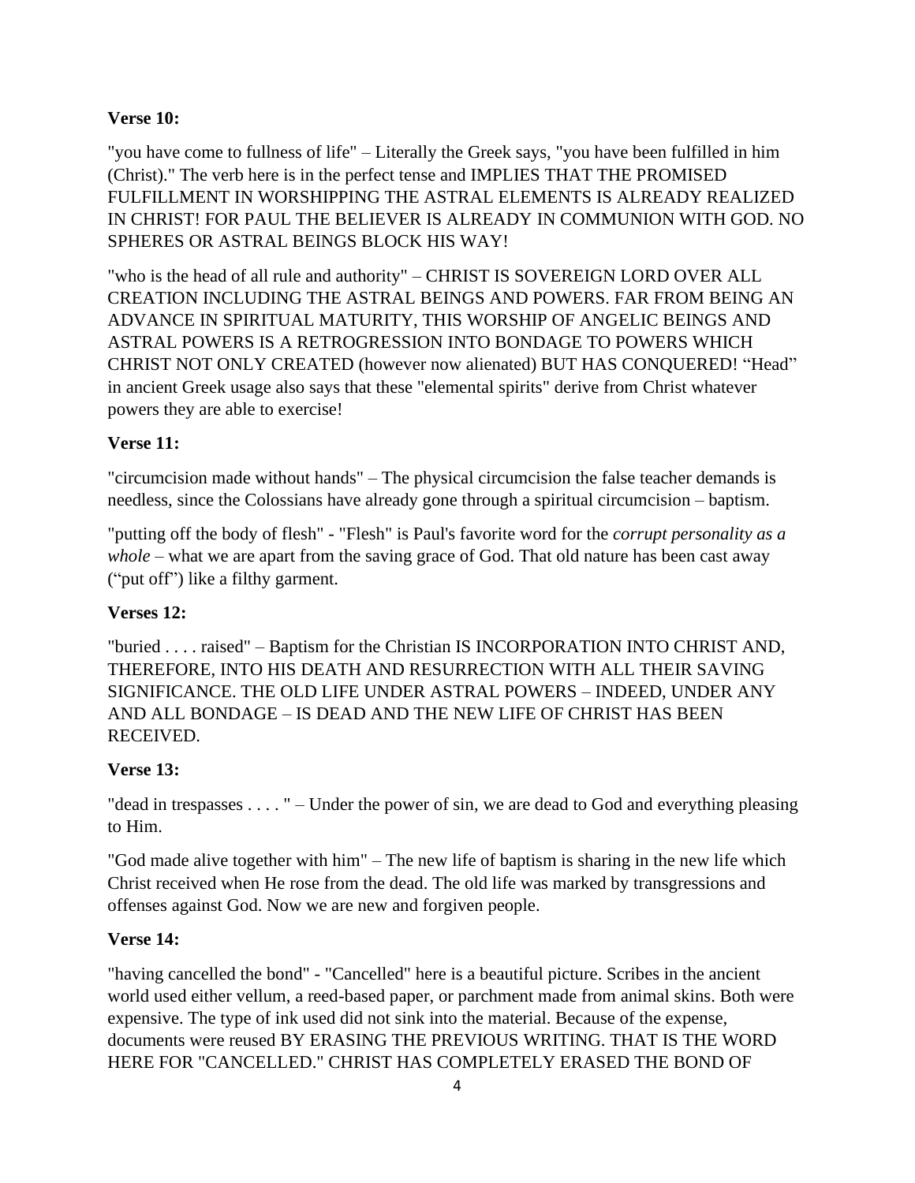**Verse 10:**

"you have come to fullness of life" – Literally the Greek says, "you have been fulfilled in him (Christ)." The verb here is in the perfect tense and IMPLIES THAT THE PROMISED FULFILLMENT IN WORSHIPPING THE ASTRAL ELEMENTS IS ALREADY REALIZED IN CHRIST! FOR PAUL THE BELIEVER IS ALREADY IN COMMUNION WITH GOD. NO SPHERES OR ASTRAL BEINGS BLOCK HIS WAY!

"who is the head of all rule and authority" – CHRIST IS SOVEREIGN LORD OVER ALL CREATION INCLUDING THE ASTRAL BEINGS AND POWERS. FAR FROM BEING AN ADVANCE IN SPIRITUAL MATURITY, THIS WORSHIP OF ANGELIC BEINGS AND ASTRAL POWERS IS A RETROGRESSION INTO BONDAGE TO POWERS WHICH CHRIST NOT ONLY CREATED (however now alienated) BUT HAS CONQUERED! "Head" in ancient Greek usage also says that these "elemental spirits" derive from Christ whatever powers they are able to exercise!

**Verse 11:**

"circumcision made without hands" – The physical circumcision the false teacher demands is needless, since the Colossians have already gone through a spiritual circumcision – baptism.

"putting off the body of flesh" - "Flesh" is Paul's favorite word for the *corrupt personality as a whole* – what we are apart from the saving grace of God. That old nature has been cast away ("put off") like a filthy garment.

**Verses 12:**

"buried . . . . raised" – Baptism for the Christian IS INCORPORATION INTO CHRIST AND, THEREFORE, INTO HIS DEATH AND RESURRECTION WITH ALL THEIR SAVING SIGNIFICANCE. THE OLD LIFE UNDER ASTRAL POWERS – INDEED, UNDER ANY AND ALL BONDAGE – IS DEAD AND THE NEW LIFE OF CHRIST HAS BEEN RECEIVED.

**Verse 13:**

"dead in trespasses . . . . " – Under the power of sin, we are dead to God and everything pleasing to Him.

"God made alive together with him" – The new life of baptism is sharing in the new life which Christ received when He rose from the dead. The old life was marked by transgressions and offenses against God. Now we are new and forgiven people.

**Verse 14:**

"having cancelled the bond" - "Cancelled" here is a beautiful picture. Scribes in the ancient world used either vellum, a reed-based paper, or parchment made from animal skins. Both were expensive. The type of ink used did not sink into the material. Because of the expense, documents were reused BY ERASING THE PREVIOUS WRITING. THAT IS THE WORD HERE FOR "CANCELLED." CHRIST HAS COMPLETELY ERASED THE BOND OF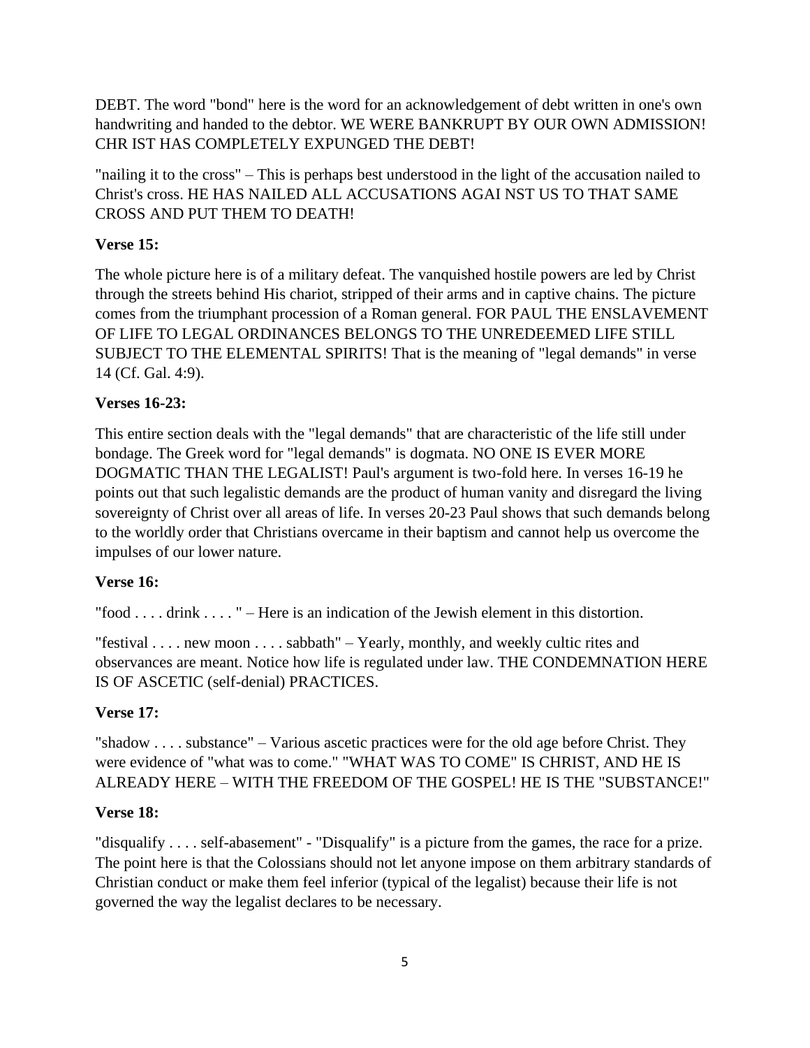DEBT. The word "bond" here is the word for an acknowledgement of debt written in one's own handwriting and handed to the debtor. WE WERE BANKRUPT BY OUR OWN ADMISSION! CHR IST HAS COMPLETELY EXPUNGED THE DEBT!

"nailing it to the cross" – This is perhaps best understood in the light of the accusation nailed to Christ's cross. HE HAS NAILED ALL ACCUSATIONS AGAI NST US TO THAT SAME CROSS AND PUT THEM TO DEATH!

**Verse 15:**

The whole picture here is of a military defeat. The vanquished hostile powers are led by Christ through the streets behind His chariot, stripped of their arms and in captive chains. The picture comes from the triumphant procession of a Roman general. FOR PAUL THE ENSLAVEMENT OF LIFE TO LEGAL ORDINANCES BELONGS TO THE UNREDEEMED LIFE STILL SUBJECT TO THE ELEMENTAL SPIRITS! That is the meaning of "legal demands" in verse 14 (Cf. Gal. 4:9).

**Verses 16-23:**

This entire section deals with the "legal demands" that are characteristic of the life still under bondage. The Greek word for "legal demands" is dogmata. NO ONE IS EVER MORE DOGMATIC THAN THE LEGALIST! Paul's argument is two-fold here. In verses 16-19 he points out that such legalistic demands are the product of human vanity and disregard the living sovereignty of Christ over all areas of life. In verses 20-23 Paul shows that such demands belong to the worldly order that Christians overcame in their baptism and cannot help us overcome the impulses of our lower nature.

**Verse 16:**

"food . . . . drink . . . . " – Here is an indication of the Jewish element in this distortion.

"festival . . . . new moon . . . . sabbath" – Yearly, monthly, and weekly cultic rites and observances are meant. Notice how life is regulated under law. THE CONDEMNATION HERE IS OF ASCETIC (self-denial) PRACTICES.

**Verse 17:**

"shadow . . . . substance" – Various ascetic practices were for the old age before Christ. They were evidence of "what was to come." "WHAT WAS TO COME" IS CHRIST, AND HE IS ALREADY HERE – WITH THE FREEDOM OF THE GOSPEL! HE IS THE "SUBSTANCE!"

**Verse 18:**

"disqualify . . . . self-abasement" - "Disqualify" is a picture from the games, the race for a prize. The point here is that the Colossians should not let anyone impose on them arbitrary standards of Christian conduct or make them feel inferior (typical of the legalist) because their life is not governed the way the legalist declares to be necessary.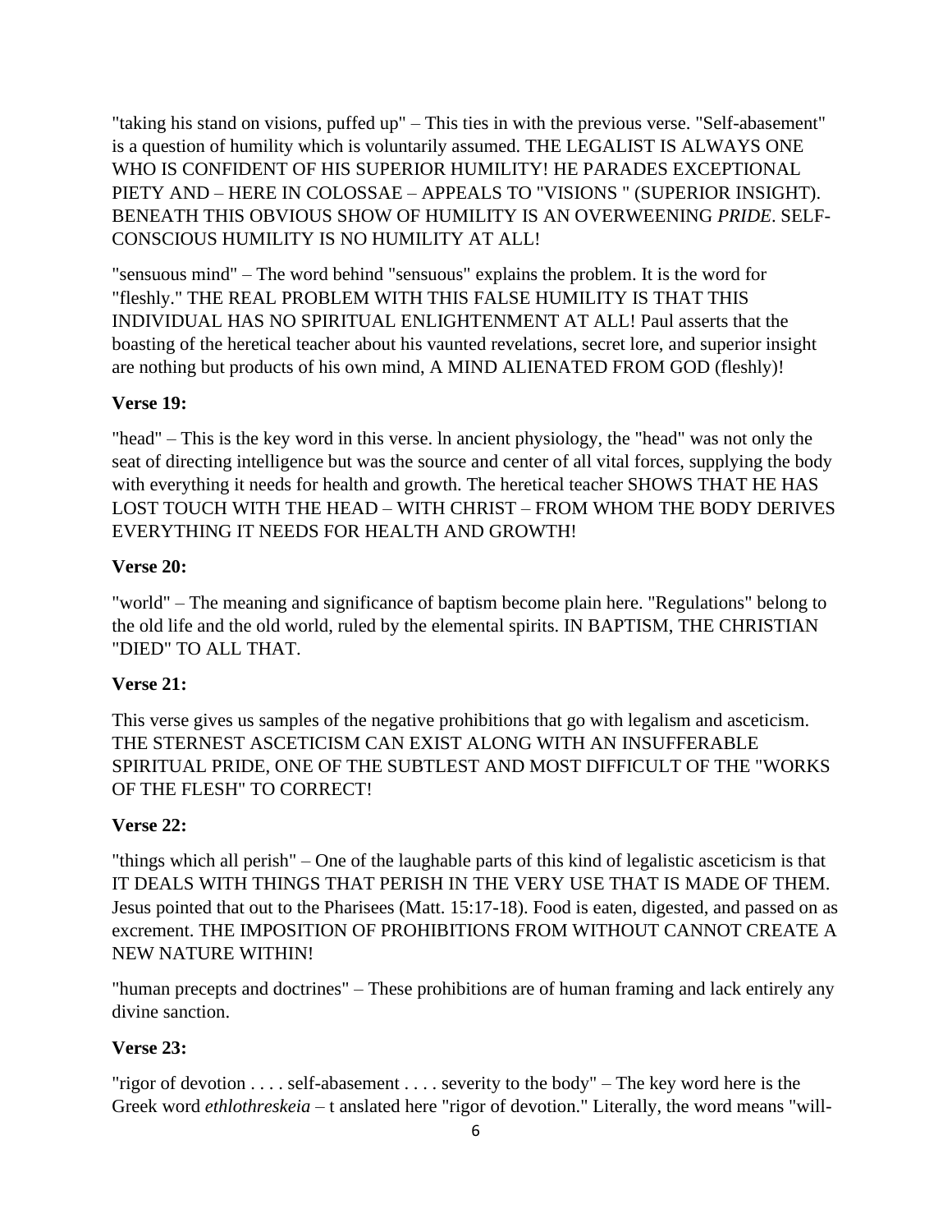"taking his stand on visions, puffed up" – This ties in with the previous verse. "Self-abasement" is a question of humility which is voluntarily assumed. THE LEGALIST IS ALWAYS ONE WHO IS CONFIDENT OF HIS SUPERIOR HUMILITY! HE PARADES EXCEPTIONAL PIETY AND – HERE IN COLOSSAE – APPEALS TO "VISIONS " (SUPERIOR INSIGHT). BENEATH THIS OBVIOUS SHOW OF HUMILITY IS AN OVERWEENING *PRIDE*. SELF-CONSCIOUS HUMILITY IS NO HUMILITY AT ALL!

"sensuous mind" – The word behind "sensuous" explains the problem. It is the word for "fleshly." THE REAL PROBLEM WITH THIS FALSE HUMILITY IS THAT THIS INDIVIDUAL HAS NO SPIRITUAL ENLIGHTENMENT AT ALL! Paul asserts that the boasting of the heretical teacher about his vaunted revelations, secret lore, and superior insight are nothing but products of his own mind, A MIND ALIENATED FROM GOD (fleshly)!

**Verse 19:**

"head" – This is the key word in this verse. ln ancient physiology, the "head" was not only the seat of directing intelligence but was the source and center of all vital forces, supplying the body with everything it needs for health and growth. The heretical teacher SHOWS THAT HE HAS LOST TOUCH WITH THE HEAD – WITH CHRIST – FROM WHOM THE BODY DERIVES EVERYTHING IT NEEDS FOR HEALTH AND GROWTH!

**Verse 20:**

"world" – The meaning and significance of baptism become plain here. "Regulations" belong to the old life and the old world, ruled by the elemental spirits. IN BAPTISM, THE CHRISTIAN "DIED" TO ALL THAT.

**Verse 21:**

This verse gives us samples of the negative prohibitions that go with legalism and asceticism. THE STERNEST ASCETICISM CAN EXIST ALONG WITH AN INSUFFERABLE SPIRITUAL PRIDE, ONE OF THE SUBTLEST AND MOST DIFFICULT OF THE "WORKS OF THE FLESH" TO CORRECT!

**Verse 22:**

"things which all perish" – One of the laughable parts of this kind of legalistic asceticism is that IT DEALS WITH THINGS THAT PERISH IN THE VERY USE THAT IS MADE OF THEM. Jesus pointed that out to the Pharisees (Matt. 15:17-18). Food is eaten, digested, and passed on as excrement. THE IMPOSITION OF PROHIBITIONS FROM WITHOUT CANNOT CREATE A NEW NATURE WITHIN!

"human precepts and doctrines" – These prohibitions are of human framing and lack entirely any divine sanction.

**Verse 23:**

"rigor of devotion . . . . self-abasement . . . . severity to the body" – The key word here is the Greek word *ethlothreskeia* – t anslated here "rigor of devotion." Literally, the word means "will-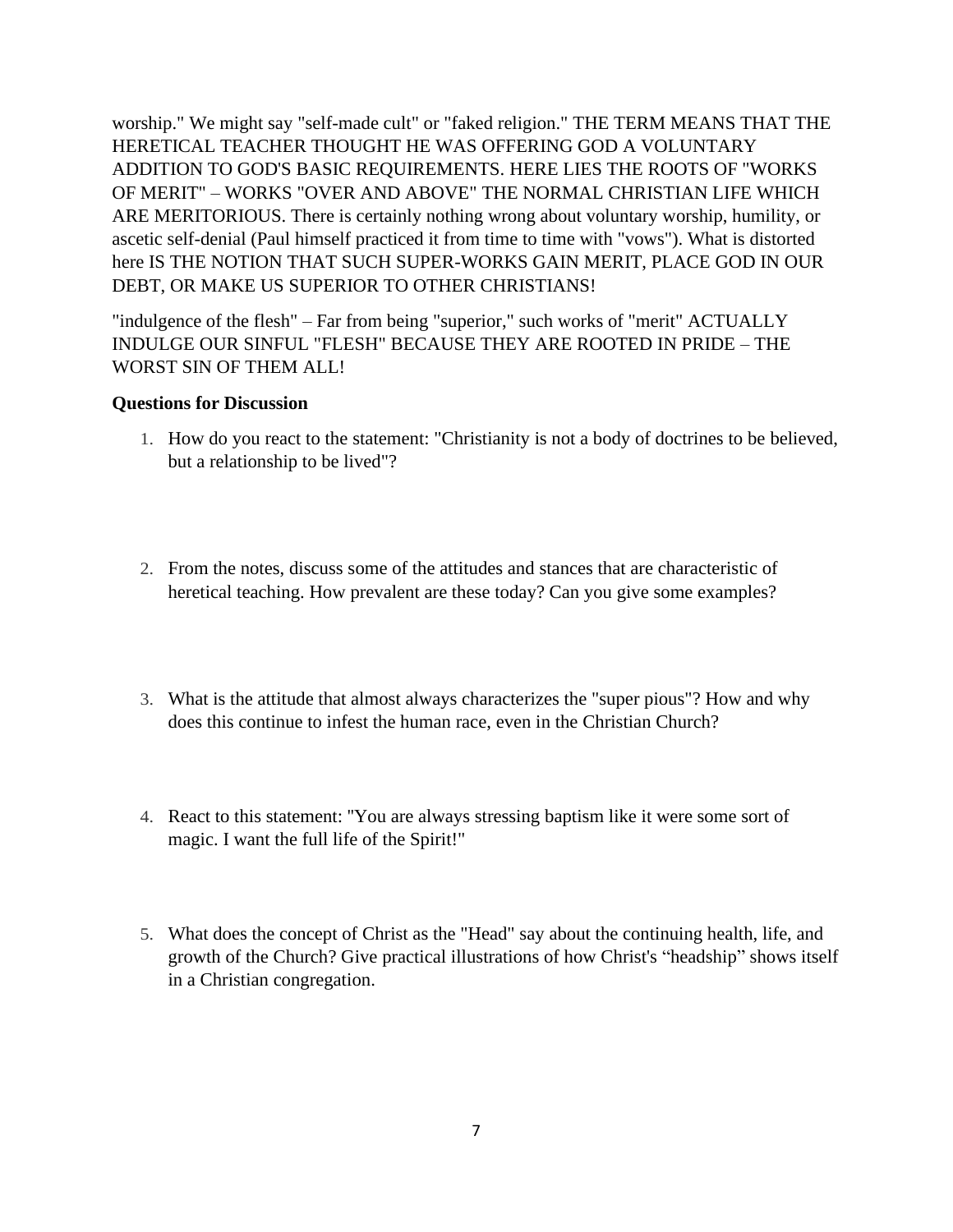worship." We might say "self-made cult" or "faked religion." THE TERM MEANS THAT THE HERETICAL TEACHER THOUGHT HE WAS OFFERING GOD A VOLUNTARY ADDITION TO GOD'S BASIC REQUIREMENTS. HERE LIES THE ROOTS OF "WORKS OF MERIT" – WORKS "OVER AND ABOVE" THE NORMAL CHRISTIAN LIFE WHICH ARE MERITORIOUS. There is certainly nothing wrong about voluntary worship, humility, or ascetic self-denial (Paul himself practiced it from time to time with "vows"). What is distorted here IS THE NOTION THAT SUCH SUPER-WORKS GAIN MERIT, PLACE GOD IN OUR DEBT, OR MAKE US SUPERIOR TO OTHER CHRISTIANS!

"indulgence of the flesh" – Far from being "superior," such works of "merit" ACTUALLY INDULGE OUR SINFUL "FLESH" BECAUSE THEY ARE ROOTED IN PRIDE – THE WORST SIN OF THEM ALL!

**Questions for Discussion**

1. How do you react to the statement: "Christianity is not a body of doctrines to be believed, but a relationship to be lived"?

2. From the notes, discuss some of the attitudes and stances that are characteristic of heretical teaching. How prevalent are these today? Can you give some examples?

3. What is the attitude that almost always characterizes the "super pious"? How and why does this continue to infest the human race, even in the Christian Church?

4. React to this statement: "You are always stressing baptism like it were some sort of magic. I want the full life of the Spirit!"

5. What does the concept of Christ as the "Head" say about the continuing health, life, and growth of the Church? Give practical illustrations of how Christ's "headship" shows itself in a Christian congregation.